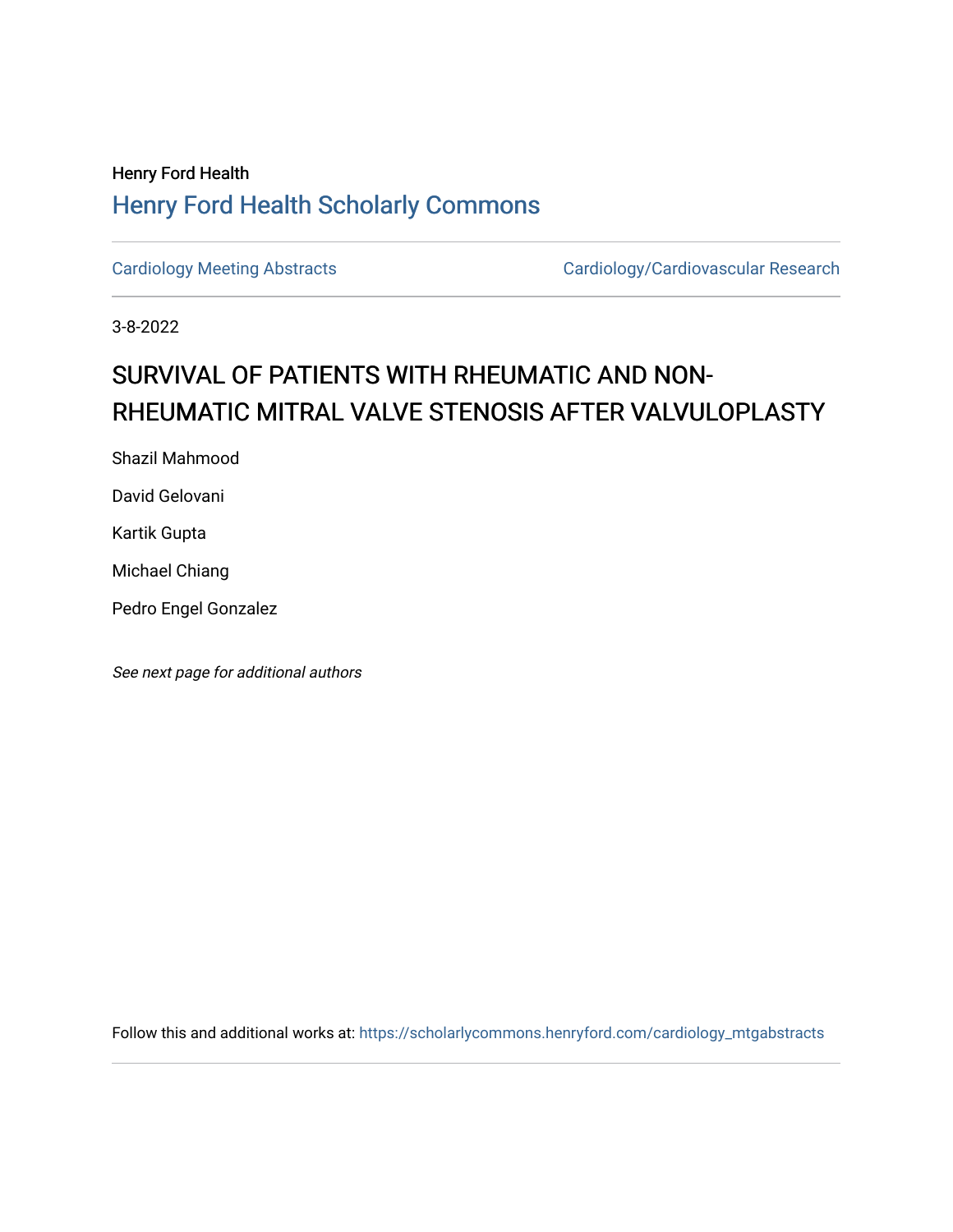Henry Ford Health

## Henry Ford Health Scholarly Commons

Cardiology Meeting Abstracts | Cardiology/Cardiovascular Research

3-8-2022

# SURVIVAL OF PATIENTS WITH RHEUMATIC AND NON-RHEUMATIC MITRAL VALVE STENOSIS AFTER VALVULOPLASTY

Shazil Mahmood

David Gelovani

Kartik Gupta

Michael Chiang

Pedro Engel Gonzalez

*See next page for additional authors*

Follow this and additional works at: https://scholarlycommons.henryford.com/cardiology_mtgabstracts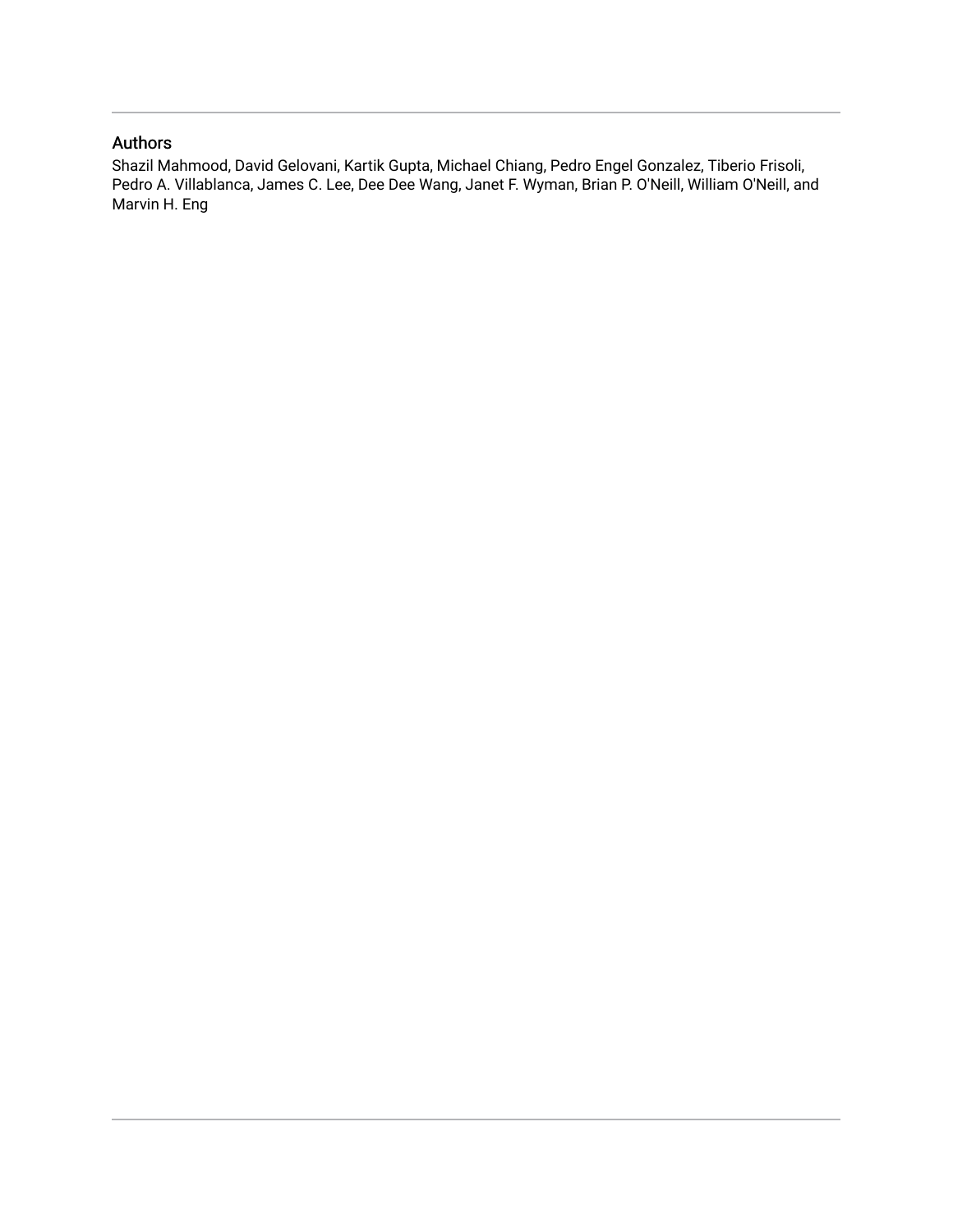## Authors

Shazil Mahmood, David Gelovani, Kartik Gupta, Michael Chiang, Pedro Engel Gonzalez, Tiberio Frisoli, Pedro A. Villablanca, James C. Lee, Dee Dee Wang, Janet F. Wyman, Brian P. O'Neill, William O'Neill, and Marvin H. Eng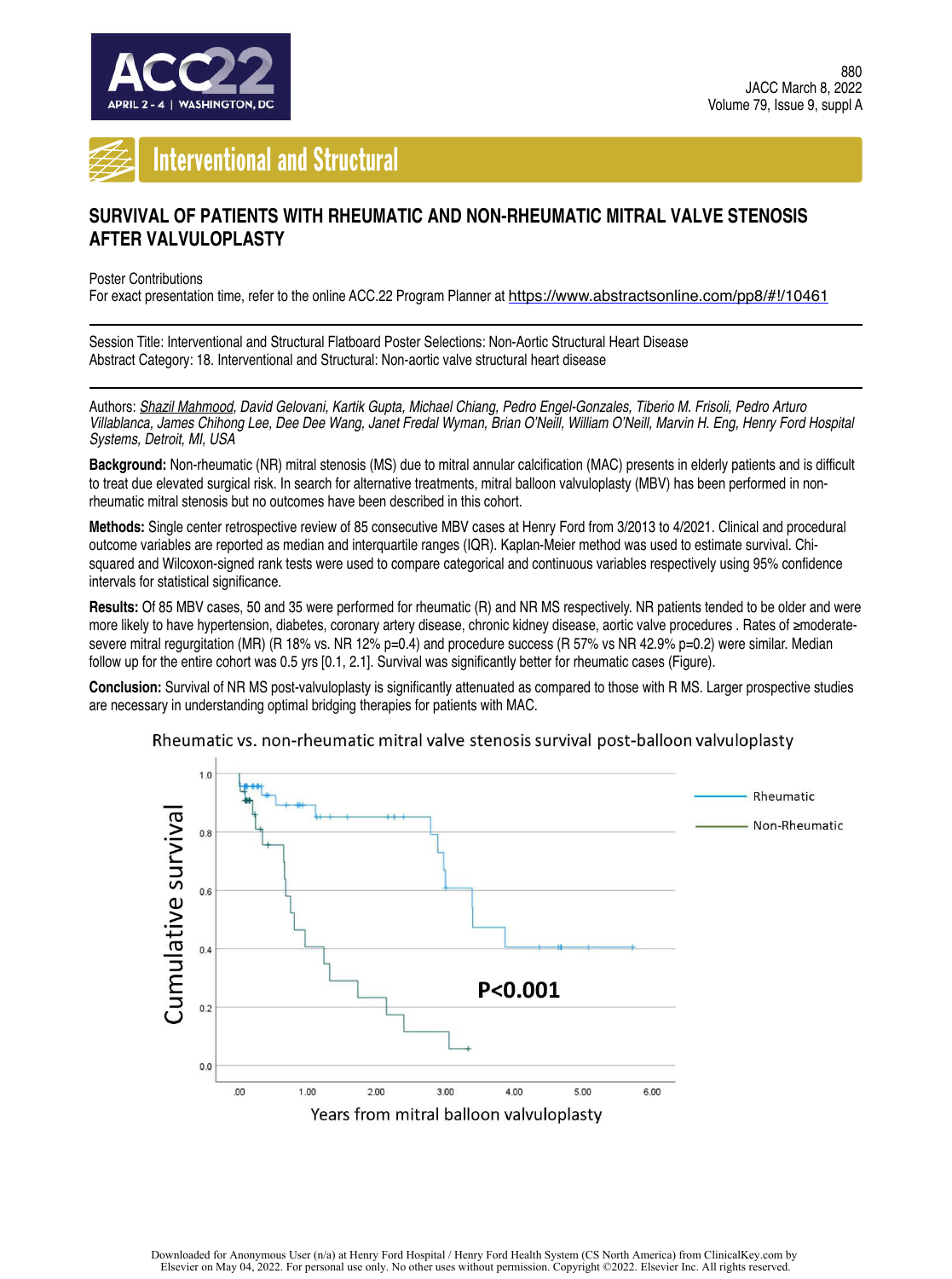## Interventional and Structural

# SURVIVAL OF PATIENTS WITH RHEUMATIC AND NON-RHEUMATIC MITRAL VALVE STENOSIS AFTER VALVULOPLASTY

Poster Contributions
For exact presentation time, refer to the online ACC.22 Program Planner at https://www.abstractsonline.com/pp8/#!/10461

---

Session Title: Interventional and Structural Flatboard Poster Selections: Non-Aortic Structural Heart Disease
Abstract Category: 18. Interventional and Structural: Non-aortic valve structural heart disease

---

Authors: *Shazil Mahmood, David Gelovani, Kartik Gupta, Michael Chiang, Pedro Engel-Gonzales, Tiberio M. Frisoli, Pedro Arturo Villablanca, James Chihong Lee, Dee Dee Wang, Janet Fredal Wyman, Brian O'Neill, William O'Neill, Marvin H. Eng, Henry Ford Hospital Systems, Detroit, MI, USA*

**Background:** Non-rheumatic (NR) mitral stenosis (MS) due to mitral annular calcification (MAC) presents in elderly patients and is difficult to treat due elevated surgical risk. In search for alternative treatments, mitral balloon valvuloplasty (MBV) has been performed in non-rheumatic mitral stenosis but no outcomes have been described in this cohort.

**Methods:** Single center retrospective review of 85 consecutive MBV cases at Henry Ford from 3/2013 to 4/2021. Clinical and procedural outcome variables are reported as median and interquartile ranges (IQR). Kaplan-Meier method was used to estimate survival. Chi-squared and Wilcoxon-signed rank tests were used to compare categorical and continuous variables respectively using 95% confidence intervals for statistical significance.

**Results:** Of 85 MBV cases, 50 and 35 were performed for rheumatic (R) and NR MS respectively. NR patients tended to be older and were more likely to have hypertension, diabetes, coronary artery disease, chronic kidney disease, aortic valve procedures . Rates of ≥moderate-severe mitral regurgitation (MR) (R 18% vs. NR 12% p=0.4) and procedure success (R 57% vs NR 42.9% p=0.2) were similar. Median follow up for the entire cohort was 0.5 yrs [0.1, 2.1]. Survival was significantly better for rheumatic cases (Figure).

**Conclusion:** Survival of NR MS post-valvuloplasty is significantly attenuated as compared to those with R MS. Larger prospective studies are necessary in understanding optimal bridging therapies for patients with MAC.

Rheumatic vs. non-rheumatic mitral valve stenosis survival post-balloon valvuloplasty

Cumulative survival
1.0
0.8
0.6
0.4
0.2
0.0
.00
1.00
2.00
3.00
4.00
5.00
6.00
Years from mitral balloon valvuloplasty
Rheumatic
Non-Rheumatic
P<0.001